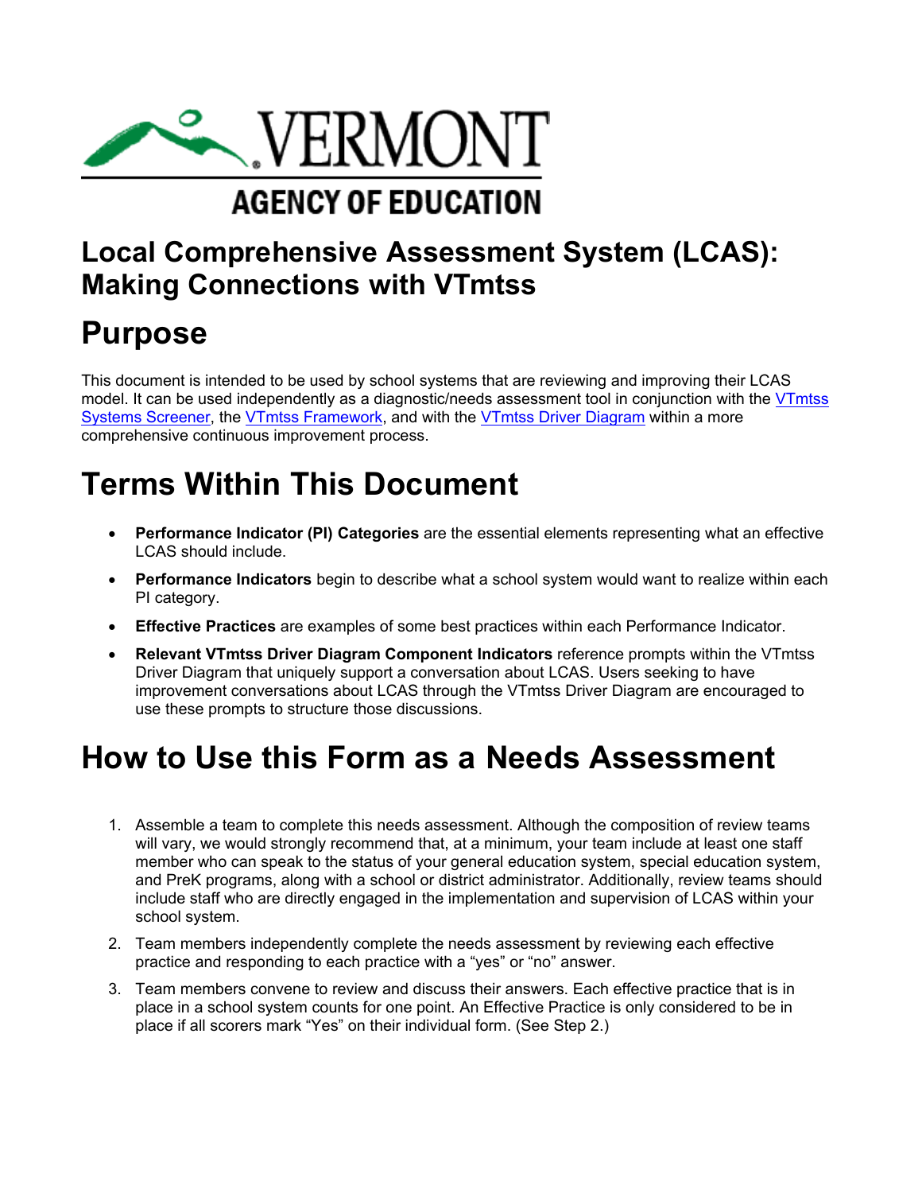VERMONT

AGENCY OF EDUCATION

# Local Comprehensive Assessment System (LCAS): Making Connections with VTmtss

# Purpose

This document is intended to be used by school systems that are reviewing and improving their LCAS model. It can be used independently as a diagnostic/needs assessment tool in conjunction with the VTmtss Systems Screener, the VTmtss Framework, and with the VTmtss Driver Diagram within a more comprehensive continuous improvement process.

# Terms Within This Document

- **Performance Indicator (PI) Categories** are the essential elements representing what an effective LCAS should include.
- **Performance Indicators** begin to describe what a school system would want to realize within each PI category.
- **Effective Practices** are examples of some best practices within each Performance Indicator.
- **Relevant VTmtss Driver Diagram Component Indicators** reference prompts within the VTmtss Driver Diagram that uniquely support a conversation about LCAS. Users seeking to have improvement conversations about LCAS through the VTmtss Driver Diagram are encouraged to use these prompts to structure those discussions.

# How to Use this Form as a Needs Assessment

1. Assemble a team to complete this needs assessment. Although the composition of review teams will vary, we would strongly recommend that, at a minimum, your team include at least one staff member who can speak to the status of your general education system, special education system, and PreK programs, along with a school or district administrator. Additionally, review teams should include staff who are directly engaged in the implementation and supervision of LCAS within your school system.
2. Team members independently complete the needs assessment by reviewing each effective practice and responding to each practice with a "yes" or "no" answer.
3. Team members convene to review and discuss their answers. Each effective practice that is in place in a school system counts for one point. An Effective Practice is only considered to be in place if all scorers mark "Yes" on their individual form. (See Step 2.)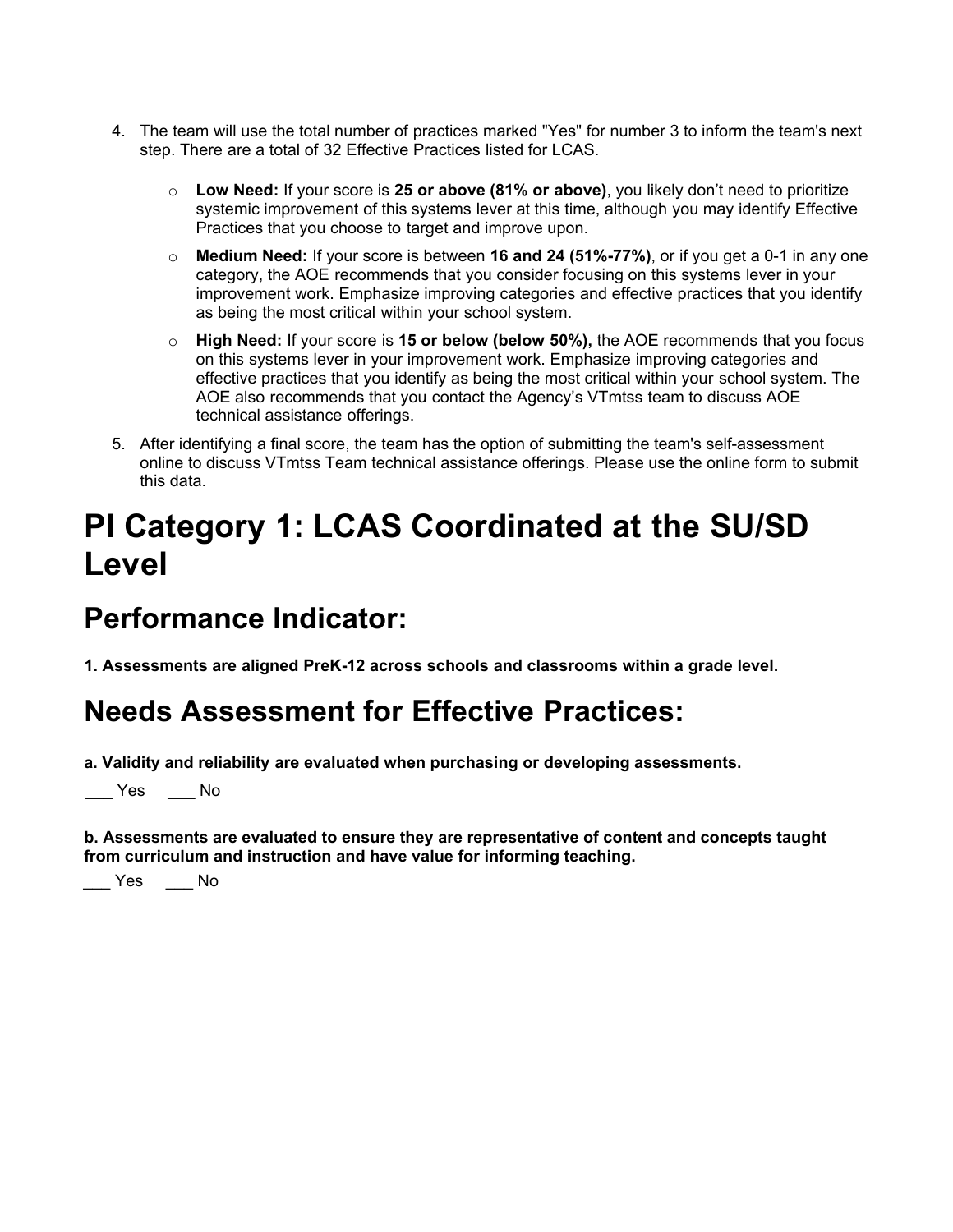4. The team will use the total number of practices marked "Yes" for number 3 to inform the team's next step. There are a total of 32 Effective Practices listed for LCAS.
   - **Low Need:** If your score is **25 or above (81% or above)**, you likely don't need to prioritize systemic improvement of this systems lever at this time, although you may identify Effective Practices that you choose to target and improve upon.
   - **Medium Need:** If your score is between **16 and 24 (51%-77%)**, or if you get a 0-1 in any one category, the AOE recommends that you consider focusing on this systems lever in your improvement work. Emphasize improving categories and effective practices that you identify as being the most critical within your school system.
   - **High Need:** If your score is **15 or below (below 50%),** the AOE recommends that you focus on this systems lever in your improvement work. Emphasize improving categories and effective practices that you identify as being the most critical within your school system. The AOE also recommends that you contact the Agency's VTmtss team to discuss AOE technical assistance offerings.
5. After identifying a final score, the team has the option of submitting the team's self-assessment online to discuss VTmtss Team technical assistance offerings. Please use the online form to submit this data.

# PI Category 1: LCAS Coordinated at the SU/SD Level

## Performance Indicator:

**1. Assessments are aligned PreK-12 across schools and classrooms within a grade level.**

## Needs Assessment for Effective Practices:

**a. Validity and reliability are evaluated when purchasing or developing assessments.**

___ Yes ___ No

**b. Assessments are evaluated to ensure they are representative of content and concepts taught from curriculum and instruction and have value for informing teaching.**

___ Yes ___ No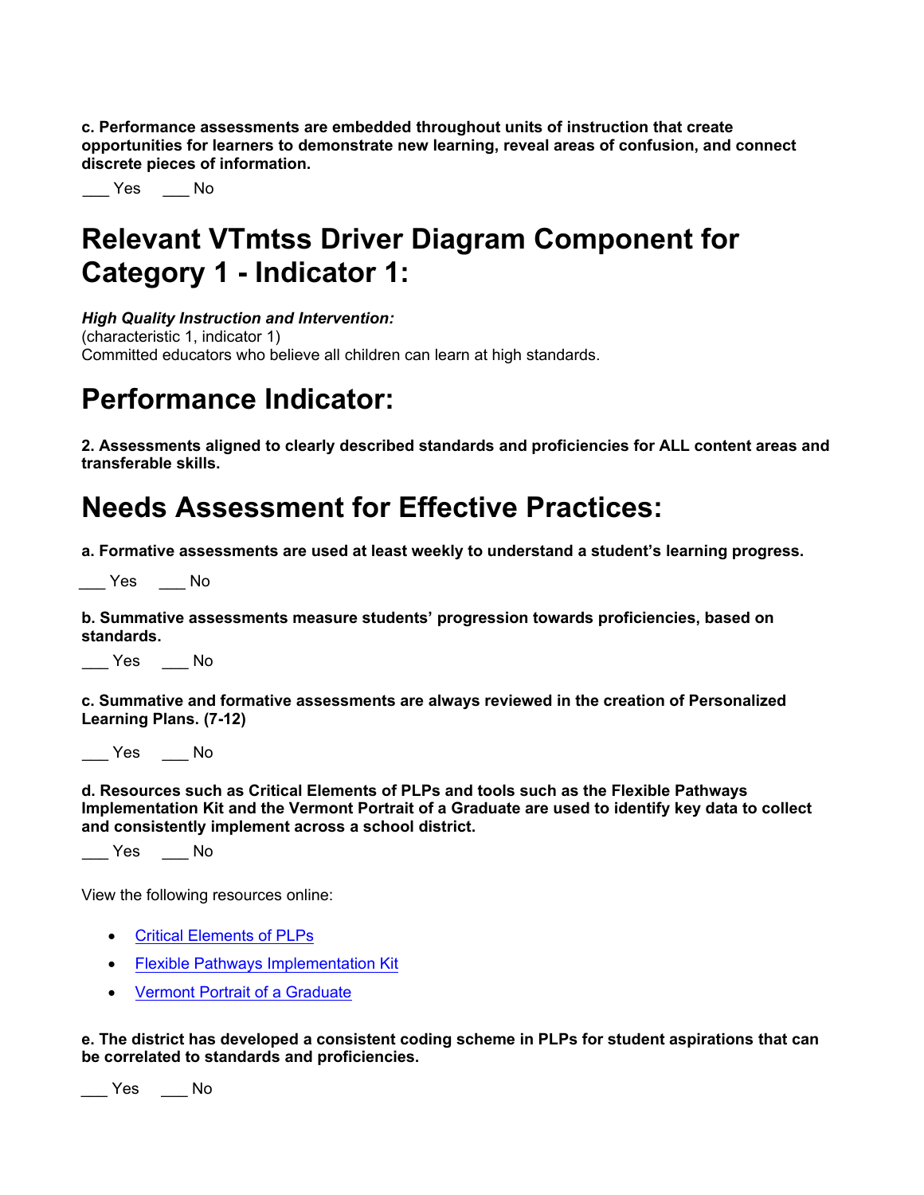**c. Performance assessments are embedded throughout units of instruction that create opportunities for learners to demonstrate new learning, reveal areas of confusion, and connect discrete pieces of information.**

___ Yes ___ No

# Relevant VTmtss Driver Diagram Component for Category 1 - Indicator 1:

***High Quality Instruction and Intervention:***
(characteristic 1, indicator 1)
Committed educators who believe all children can learn at high standards.

# Performance Indicator:

**2. Assessments aligned to clearly described standards and proficiencies for ALL content areas and transferable skills.**

# Needs Assessment for Effective Practices:

**a. Formative assessments are used at least weekly to understand a student's learning progress.**

___ Yes ___ No

**b. Summative assessments measure students' progression towards proficiencies, based on standards.**

___ Yes ___ No

**c. Summative and formative assessments are always reviewed in the creation of Personalized Learning Plans. (7-12)**

___ Yes ___ No

**d. Resources such as Critical Elements of PLPs and tools such as the Flexible Pathways Implementation Kit and the Vermont Portrait of a Graduate are used to identify key data to collect and consistently implement across a school district.**

___ Yes ___ No

View the following resources online:

- Critical Elements of PLPs
- Flexible Pathways Implementation Kit
- Vermont Portrait of a Graduate

**e. The district has developed a consistent coding scheme in PLPs for student aspirations that can be correlated to standards and proficiencies.**

___ Yes ___ No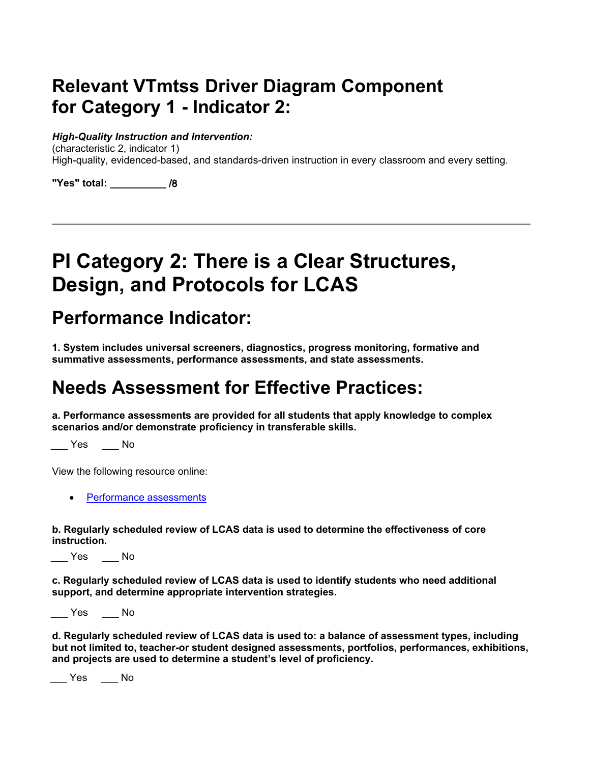## Relevant VTmtss Driver Diagram Component for Category 1 - Indicator 2:

***High-Quality Instruction and Intervention:***
(characteristic 2, indicator 1)
High-quality, evidenced-based, and standards-driven instruction in every classroom and every setting.

**"Yes" total: __________ /8**

---

# PI Category 2: There is a Clear Structures, Design, and Protocols for LCAS

## Performance Indicator:

**1. System includes universal screeners, diagnostics, progress monitoring, formative and summative assessments, performance assessments, and state assessments.**

## Needs Assessment for Effective Practices:

**a. Performance assessments are provided for all students that apply knowledge to complex scenarios and/or demonstrate proficiency in transferable skills.**

___ Yes ___ No

View the following resource online:

- Performance assessments

**b. Regularly scheduled review of LCAS data is used to determine the effectiveness of core instruction.**

___ Yes ___ No

**c. Regularly scheduled review of LCAS data is used to identify students who need additional support, and determine appropriate intervention strategies.**

___ Yes ___ No

**d. Regularly scheduled review of LCAS data is used to: a balance of assessment types, including but not limited to, teacher-or student designed assessments, portfolios, performances, exhibitions, and projects are used to determine a student's level of proficiency.**

___ Yes ___ No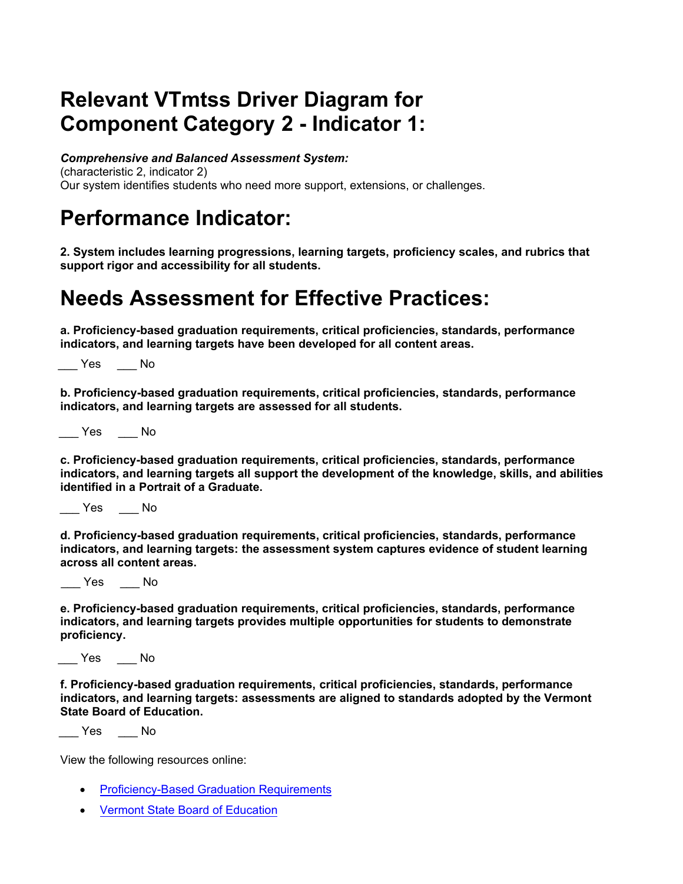# Relevant VTmtss Driver Diagram for Component Category 2 - Indicator 1:

***Comprehensive and Balanced Assessment System:***
(characteristic 2, indicator 2)
Our system identifies students who need more support, extensions, or challenges.

# Performance Indicator:

**2. System includes learning progressions, learning targets, proficiency scales, and rubrics that support rigor and accessibility for all students.**

# Needs Assessment for Effective Practices:

**a. Proficiency-based graduation requirements, critical proficiencies, standards, performance indicators, and learning targets have been developed for all content areas.**

___ Yes ___ No

**b. Proficiency-based graduation requirements, critical proficiencies, standards, performance indicators, and learning targets are assessed for all students.**

___ Yes ___ No

**c. Proficiency-based graduation requirements, critical proficiencies, standards, performance indicators, and learning targets all support the development of the knowledge, skills, and abilities identified in a Portrait of a Graduate.**

___ Yes ___ No

**d. Proficiency-based graduation requirements, critical proficiencies, standards, performance indicators, and learning targets: the assessment system captures evidence of student learning across all content areas.**

___ Yes ___ No

**e. Proficiency-based graduation requirements, critical proficiencies, standards, performance indicators, and learning targets provides multiple opportunities for students to demonstrate proficiency.**

___ Yes ___ No

**f. Proficiency-based graduation requirements, critical proficiencies, standards, performance indicators, and learning targets: assessments are aligned to standards adopted by the Vermont State Board of Education.**

___ Yes ___ No

View the following resources online:

- Proficiency-Based Graduation Requirements
- Vermont State Board of Education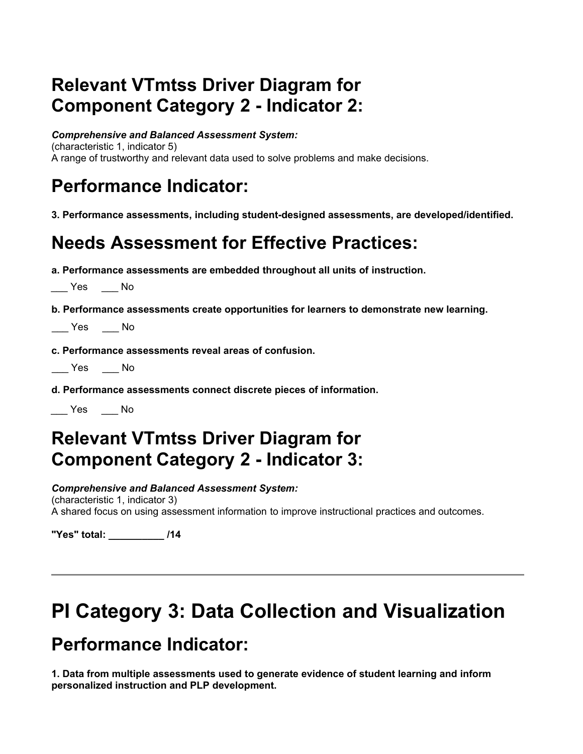## Relevant VTmtss Driver Diagram for Component Category 2 - Indicator 2:

***Comprehensive and Balanced Assessment System:***
(characteristic 1, indicator 5)
A range of trustworthy and relevant data used to solve problems and make decisions.

## Performance Indicator:

**3. Performance assessments, including student-designed assessments, are developed/identified.**

## Needs Assessment for Effective Practices:

**a. Performance assessments are embedded throughout all units of instruction.**

___ Yes ___ No

**b. Performance assessments create opportunities for learners to demonstrate new learning.**

___ Yes ___ No

**c. Performance assessments reveal areas of confusion.**

___ Yes ___ No

**d. Performance assessments connect discrete pieces of information.**

___ Yes ___ No

## Relevant VTmtss Driver Diagram for Component Category 2 - Indicator 3:

***Comprehensive and Balanced Assessment System:***
(characteristic 1, indicator 3)
A shared focus on using assessment information to improve instructional practices and outcomes.

**"Yes" total: __________ /14**

---

# PI Category 3: Data Collection and Visualization

## Performance Indicator:

**1. Data from multiple assessments used to generate evidence of student learning and inform personalized instruction and PLP development.**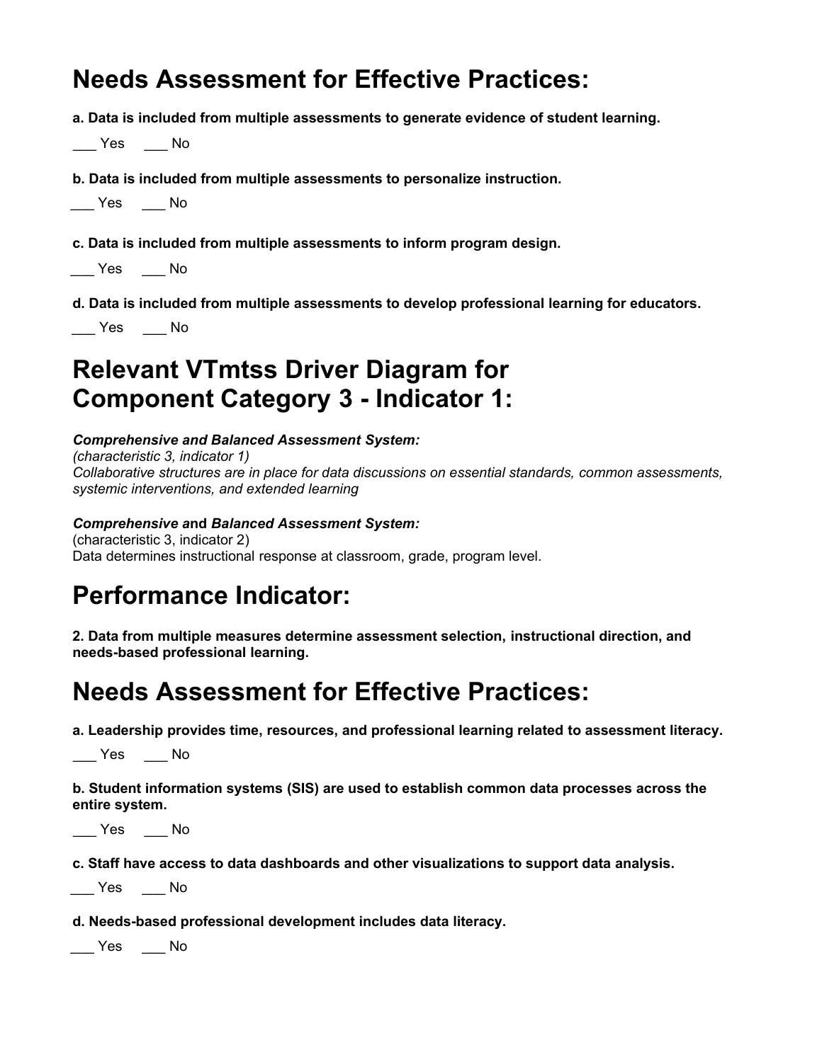# Needs Assessment for Effective Practices:

**a. Data is included from multiple assessments to generate evidence of student learning.**

___ Yes ___ No

**b. Data is included from multiple assessments to personalize instruction.**

___ Yes ___ No

**c. Data is included from multiple assessments to inform program design.**

___ Yes ___ No

**d. Data is included from multiple assessments to develop professional learning for educators.**

___ Yes ___ No

# Relevant VTmtss Driver Diagram for Component Category 3 - Indicator 1:

***Comprehensive and Balanced Assessment System:***
*(characteristic 3, indicator 1)*
*Collaborative structures are in place for data discussions on essential standards, common assessments, systemic interventions, and extended learning*

***Comprehensive* and *Balanced Assessment System:***
(characteristic 3, indicator 2)
Data determines instructional response at classroom, grade, program level.

# Performance Indicator:

**2. Data from multiple measures determine assessment selection, instructional direction, and needs-based professional learning.**

# Needs Assessment for Effective Practices:

**a. Leadership provides time, resources, and professional learning related to assessment literacy.**

___ Yes ___ No

**b. Student information systems (SIS) are used to establish common data processes across the entire system.**

___ Yes ___ No

**c. Staff have access to data dashboards and other visualizations to support data analysis.**

___ Yes ___ No

**d. Needs-based professional development includes data literacy.**

___ Yes ___ No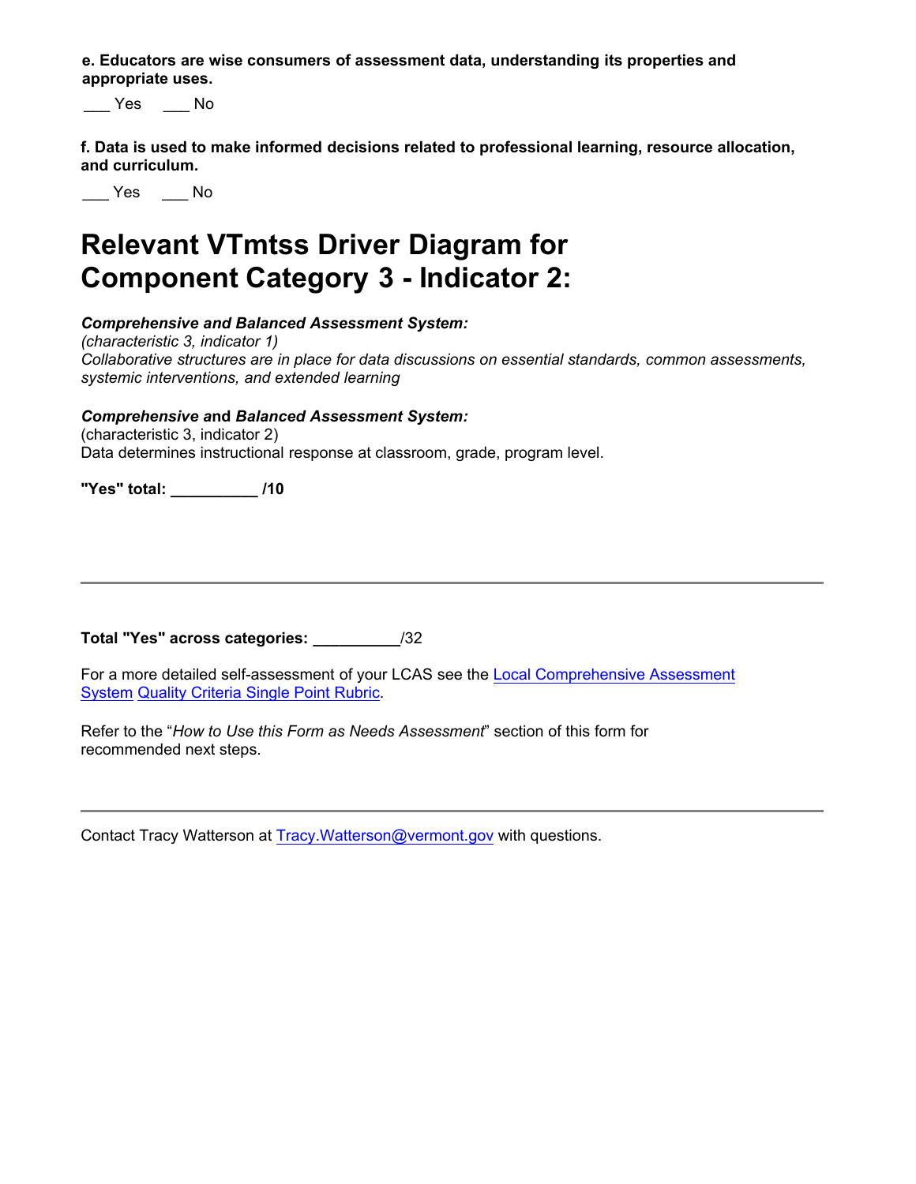**e. Educators are wise consumers of assessment data, understanding its properties and appropriate uses.**

___ Yes ___ No

**f. Data is used to make informed decisions related to professional learning, resource allocation, and curriculum.**

___ Yes ___ No

# Relevant VTmtss Driver Diagram for Component Category 3 - Indicator 2:

***Comprehensive and Balanced Assessment System:***
*(characteristic 3, indicator 1)*
*Collaborative structures are in place for data discussions on essential standards, common assessments, systemic interventions, and extended learning*

***Comprehensive*** **and** ***Balanced Assessment System:***
(characteristic 3, indicator 2)
Data determines instructional response at classroom, grade, program level.

**"Yes" total: __________ /10**

---

**Total "Yes" across categories: __________**/32

For a more detailed self-assessment of your LCAS see the [Local Comprehensive Assessment System Quality Criteria Single Point Rubric].

Refer to the "*How to Use this Form as Needs Assessment*" section of this form for recommended next steps.

---

Contact Tracy Watterson at Tracy.Watterson@vermont.gov with questions.